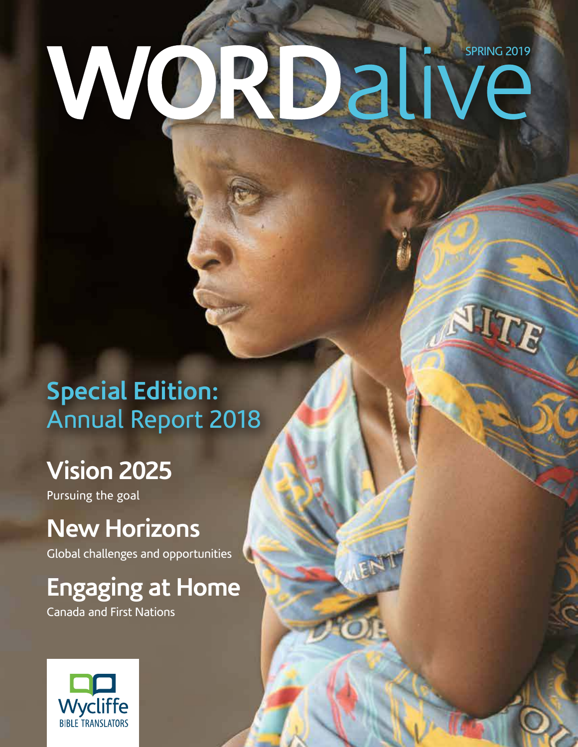# WORDalive

SPRING 2019

## Special Edition: Annual Report 2018

## Vision 2025

Pursuing the goal

## New Horizons

Global challenges and opportunities

## Engaging at Home

Canada and First Nations

Wycliffe
BIBLE TRANSLATORS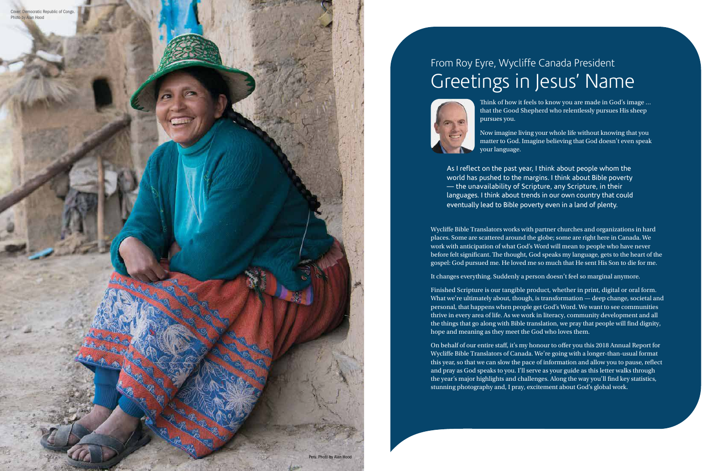Cover: Democratic Republic of Congo.
Photo by Alan Hood

Peru. Photo by Alan Hood

From Roy Eyre, Wycliffe Canada President

# Greetings in Jesus' Name

Think of how it feels to know you are made in God's image … that the Good Shepherd who relentlessly pursues His sheep pursues you.

Now imagine living your whole life without knowing that you matter to God. Imagine believing that God doesn't even speak your language.

As I reflect on the past year, I think about people whom the world has pushed to the margins. I think about Bible poverty — the unavailability of Scripture, any Scripture, in their languages. I think about trends in our own country that could eventually lead to Bible poverty even in a land of plenty.

Wycliffe Bible Translators works with partner churches and organizations in hard places. Some are scattered around the globe; some are right here in Canada. We work with anticipation of what God's Word will mean to people who have never before felt significant. The thought, God speaks my language, gets to the heart of the gospel: God pursued me. He loved me so much that He sent His Son to die for me.

It changes everything. Suddenly a person doesn't feel so marginal anymore.

Finished Scripture is our tangible product, whether in print, digital or oral form. What we're ultimately about, though, is transformation — deep change, societal and personal, that happens when people get God's Word. We want to see communities thrive in every area of life. As we work in literacy, community development and all the things that go along with Bible translation, we pray that people will find dignity, hope and meaning as they meet the God who loves them.

On behalf of our entire staff, it's my honour to offer you this 2018 Annual Report for Wycliffe Bible Translators of Canada. We're going with a longer-than-usual format this year, so that we can slow the pace of information and allow you to pause, reflect and pray as God speaks to you. I'll serve as your guide as this letter walks through the year's major highlights and challenges. Along the way you'll find key statistics, stunning photography and, I pray, excitement about God's global work.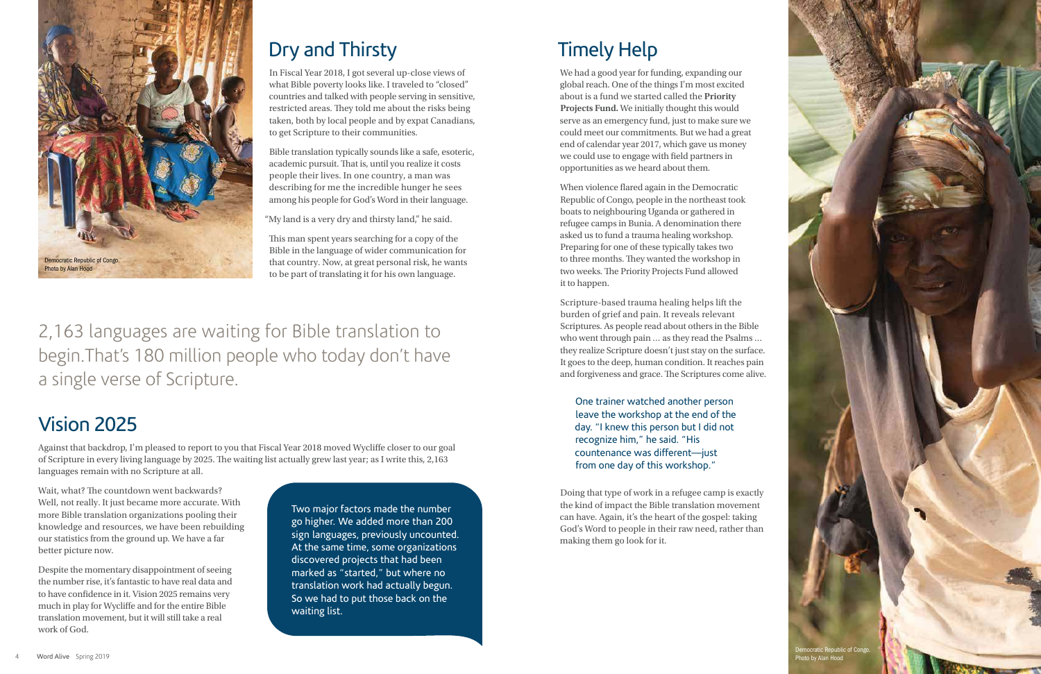Democratic Republic of Congo. Photo by Alan Hood

## Dry and Thirsty

In Fiscal Year 2018, I got several up-close views of what Bible poverty looks like. I traveled to "closed" countries and talked with people serving in sensitive, restricted areas. They told me about the risks being taken, both by local people and by expat Canadians, to get Scripture to their communities.

Bible translation typically sounds like a safe, esoteric, academic pursuit. That is, until you realize it costs people their lives. In one country, a man was describing for me the incredible hunger he sees among his people for God's Word in their language.

"My land is a very dry and thirsty land," he said.

This man spent years searching for a copy of the Bible in the language of wider communication for that country. Now, at great personal risk, he wants to be part of translating it for his own language.

2,163 languages are waiting for Bible translation to begin. That's 180 million people who today don't have a single verse of Scripture.

## Vision 2025

Against that backdrop, I'm pleased to report to you that Fiscal Year 2018 moved Wycliffe closer to our goal of Scripture in every living language by 2025. The waiting list actually grew last year; as I write this, 2,163 languages remain with no Scripture at all.

Wait, what? The countdown went backwards? Well, not really. It just became more accurate. With more Bible translation organizations pooling their knowledge and resources, we have been rebuilding our statistics from the ground up. We have a far better picture now.

Despite the momentary disappointment of seeing the number rise, it's fantastic to have real data and to have confidence in it. Vision 2025 remains very much in play for Wycliffe and for the entire Bible translation movement, but it will still take a real work of God.

Two major factors made the number go higher. We added more than 200 sign languages, previously uncounted. At the same time, some organizations discovered projects that had been marked as "started," but where no translation work had actually begun. So we had to put those back on the waiting list.

## Timely Help

We had a good year for funding, expanding our global reach. One of the things I'm most excited about is a fund we started called the **Priority Projects Fund.** We initially thought this would serve as an emergency fund, just to make sure we could meet our commitments. But we had a great end of calendar year 2017, which gave us money we could use to engage with field partners in opportunities as we heard about them.

When violence flared again in the Democratic Republic of Congo, people in the northeast took boats to neighbouring Uganda or gathered in refugee camps in Bunia. A denomination there asked us to fund a trauma healing workshop. Preparing for one of these typically takes two to three months. They wanted the workshop in two weeks. The Priority Projects Fund allowed it to happen.

Scripture-based trauma healing helps lift the burden of grief and pain. It reveals relevant Scriptures. As people read about others in the Bible who went through pain ... as they read the Psalms ... they realize Scripture doesn't just stay on the surface. It goes to the deep, human condition. It reaches pain and forgiveness and grace. The Scriptures come alive.

One trainer watched another person leave the workshop at the end of the day. "I knew this person but I did not recognize him," he said. "His countenance was different—just from one day of this workshop."

Doing that type of work in a refugee camp is exactly the kind of impact the Bible translation movement can have. Again, it's the heart of the gospel: taking God's Word to people in their raw need, rather than making them go look for it.

Democratic Republic of Congo. Photo by Alan Hood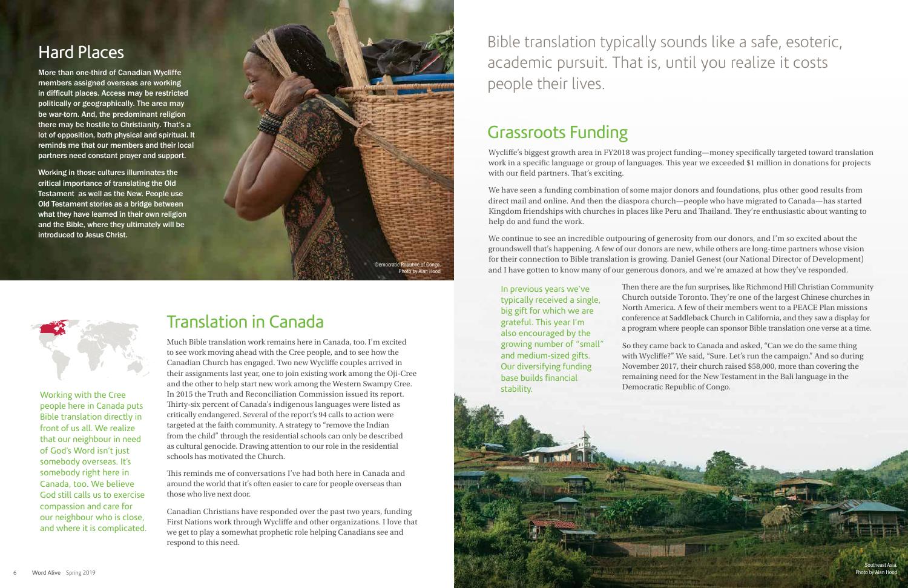## Hard Places

More than one-third of Canadian Wycliffe members assigned overseas are working in difficult places. Access may be restricted politically or geographically. The area may be war-torn. And, the predominant religion there may be hostile to Christianity. That's a lot of opposition, both physical and spiritual. It reminds me that our members and their local partners need constant prayer and support.

Working in those cultures illuminates the critical importance of translating the Old Testament as well as the New. People use Old Testament stories as a bridge between what they have learned in their own religion and the Bible, where they ultimately will be introduced to Jesus Christ.

Democratic Republic of Congo. Photo by Alan Hood

## Translation in Canada

Working with the Cree people here in Canada puts Bible translation directly in front of us all. We realize that our neighbour in need of God's Word isn't just somebody overseas. It's somebody right here in Canada, too. We believe God still calls us to exercise compassion and care for our neighbour who is close, and where it is complicated.

Much Bible translation work remains here in Canada, too. I'm excited to see work moving ahead with the Cree people, and to see how the Canadian Church has engaged. Two new Wycliffe couples arrived in their assignments last year, one to join existing work among the Oji-Cree and the other to help start new work among the Western Swampy Cree. In 2015 the Truth and Reconciliation Commission issued its report. Thirty-six percent of Canada's indigenous languages were listed as critically endangered. Several of the report's 94 calls to action were targeted at the faith community. A strategy to "remove the Indian from the child" through the residential schools can only be described as cultural genocide. Drawing attention to our role in the residential schools has motivated the Church.

This reminds me of conversations I've had both here in Canada and around the world that it's often easier to care for people overseas than those who live next door.

Canadian Christians have responded over the past two years, funding First Nations work through Wycliffe and other organizations. I love that we get to play a somewhat prophetic role helping Canadians see and respond to this need.

Bible translation typically sounds like a safe, esoteric, academic pursuit. That is, until you realize it costs people their lives.

## Grassroots Funding

Wycliffe's biggest growth area in FY2018 was project funding—money specifically targeted toward translation work in a specific language or group of languages. This year we exceeded $1 million in donations for projects with our field partners. That's exciting.

We have seen a funding combination of some major donors and foundations, plus other good results from direct mail and online. And then the diaspora church—people who have migrated to Canada—has started Kingdom friendships with churches in places like Peru and Thailand. They're enthusiastic about wanting to help do and fund the work.

We continue to see an incredible outpouring of generosity from our donors, and I'm so excited about the groundswell that's happening. A few of our donors are new, while others are long-time partners whose vision for their connection to Bible translation is growing. Daniel Genest (our National Director of Development) and I have gotten to know many of our generous donors, and we're amazed at how they've responded.

In previous years we've typically received a single, big gift for which we are grateful. This year I'm also encouraged by the growing number of "small" and medium-sized gifts. Our diversifying funding base builds financial stability.

Then there are the fun surprises, like Richmond Hill Christian Community Church outside Toronto. They're one of the largest Chinese churches in North America. A few of their members went to a PEACE Plan missions conference at Saddleback Church in California, and they saw a display for a program where people can sponsor Bible translation one verse at a time.

So they came back to Canada and asked, "Can we do the same thing with Wycliffe?" We said, "Sure. Let's run the campaign." And so during November 2017, their church raised $58,000, more than covering the remaining need for the New Testament in the Bali language in the Democratic Republic of Congo.

Southeast Asia. Photo by Alan Hood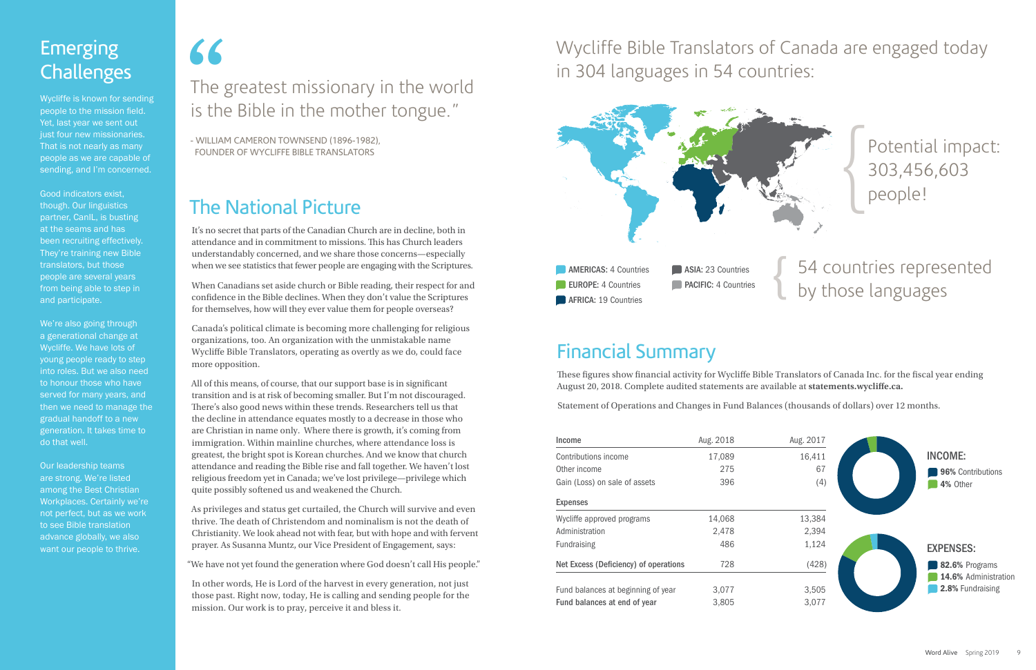## Emerging Challenges

Wycliffe is known for sending people to the mission field. Yet, last year we sent out just four new missionaries. That is not nearly as many people as we are capable of sending, and I'm concerned.

Good indicators exist, though. Our linguistics partner, CanIL, is busting at the seams and has been recruiting effectively. They're training new Bible translators, but those people are several years from being able to step in and participate.

We're also going through a generational change at Wycliffe. We have lots of young people ready to step into roles. But we also need to honour those who have served for many years, and then we need to manage the gradual handoff to a new generation. It takes time to do that well.

Our leadership teams are strong. We're listed among the Best Christian Workplaces. Certainly we're not perfect, but as we work to see Bible translation advance globally, we also want our people to thrive.

> "The greatest missionary in the world is the Bible in the mother tongue."
>
> - WILLIAM CAMERON TOWNSEND (1896-1982), FOUNDER OF WYCLIFFE BIBLE TRANSLATORS

## The National Picture

It's no secret that parts of the Canadian Church are in decline, both in attendance and in commitment to missions. This has Church leaders understandably concerned, and we share those concerns—especially when we see statistics that fewer people are engaging with the Scriptures.

When Canadians set aside church or Bible reading, their respect for and confidence in the Bible declines. When they don't value the Scriptures for themselves, how will they ever value them for people overseas?

Canada's political climate is becoming more challenging for religious organizations, too. An organization with the unmistakable name Wycliffe Bible Translators, operating as overtly as we do, could face more opposition.

All of this means, of course, that our support base is in significant transition and is at risk of becoming smaller. But I'm not discouraged. There's also good news within these trends. Researchers tell us that the decline in attendance equates mostly to a decrease in those who are Christian in name only. Where there is growth, it's coming from immigration. Within mainline churches, where attendance loss is greatest, the bright spot is Korean churches. And we know that church attendance and reading the Bible rise and fall together. We haven't lost religious freedom yet in Canada; we've lost privilege—privilege which quite possibly softened us and weakened the Church.

As privileges and status get curtailed, the Church will survive and even thrive. The death of Christendom and nominalism is not the death of Christianity. We look ahead not with fear, but with hope and with fervent prayer. As Susanna Muntz, our Vice President of Engagement, says:

"We have not yet found the generation where God doesn't call His people."

In other words, He is Lord of the harvest in every generation, not just those past. Right now, today, He is calling and sending people for the mission. Our work is to pray, perceive it and bless it.

## Wycliffe Bible Translators of Canada are engaged today in 304 languages in 54 countries:

Potential impact: 303,456,603 people!

- **AMERICAS:** 4 Countries
- **EUROPE:** 4 Countries
- **AFRICA:** 19 Countries
- **ASIA:** 23 Countries
- **PACIFIC:** 4 Countries

54 countries represented by those languages

## Financial Summary

These figures show financial activity for Wycliffe Bible Translators of Canada Inc. for the fiscal year ending August 20, 2018. Complete audited statements are available at **statements.wycliffe.ca.**

Statement of Operations and Changes in Fund Balances (thousands of dollars) over 12 months.

| Income | Aug. 2018 | Aug. 2017 |
|---|---|---|
| Contributions income | 17,089 | 16,411 |
| Other income | 275 | 67 |
| Gain (Loss) on sale of assets | 396 | (4) |
| **Expenses** | | |
| Wycliffe approved programs | 14,068 | 13,384 |
| Administration | 2,478 | 2,394 |
| Fundraising | 486 | 1,124 |
| **Net Excess (Deficiency) of operations** | 728 | (428) |
| Fund balances at beginning of year | 3,077 | 3,505 |
| **Fund balances at end of year** | 3,805 | 3,077 |

**INCOME:**
- **96%** Contributions
- **4%** Other

**EXPENSES:**
- **82.6%** Programs
- **14.6%** Administration
- **2.8%** Fundraising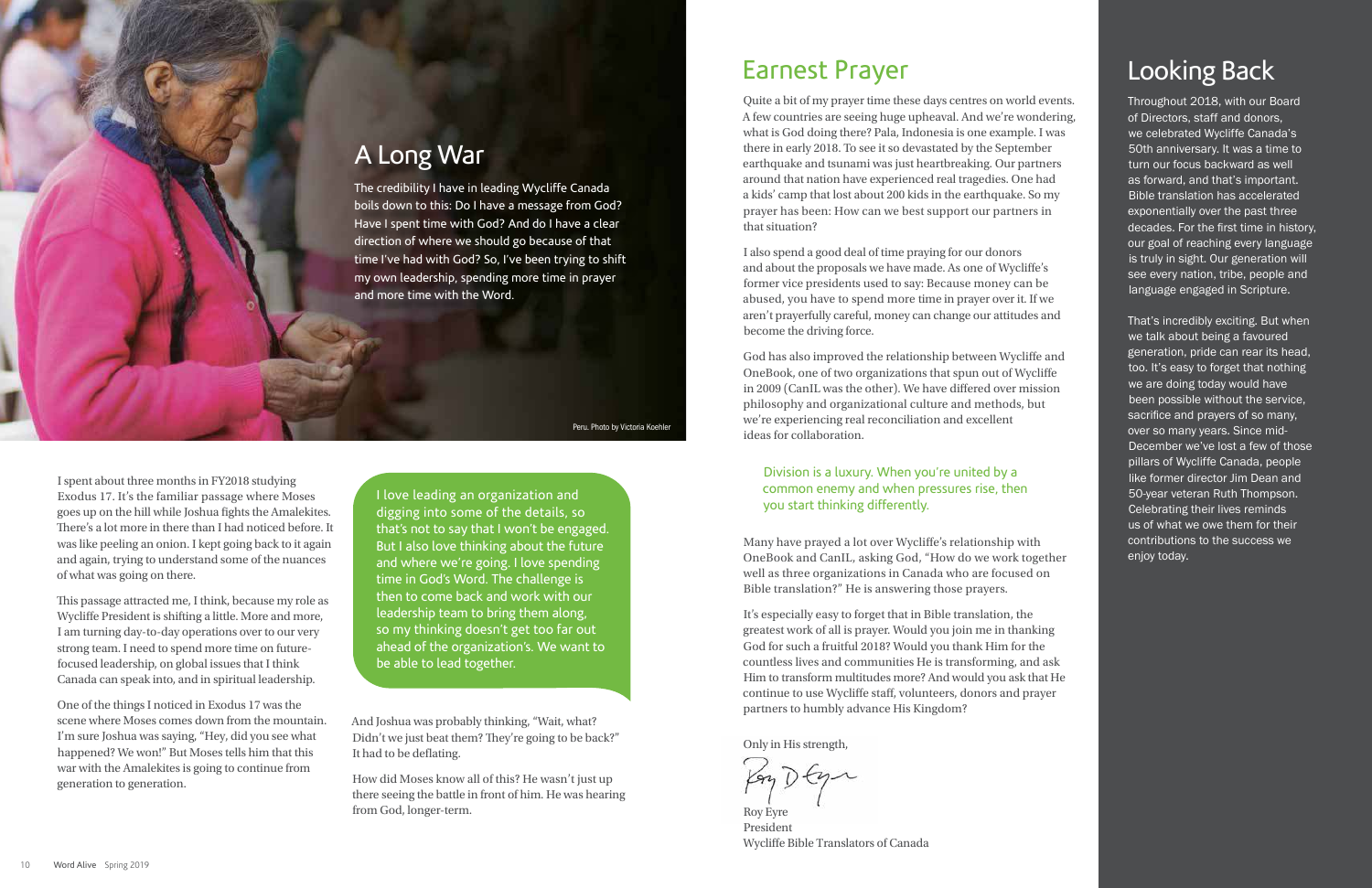## A Long War

The credibility I have in leading Wycliffe Canada boils down to this: Do I have a message from God? Have I spent time with God? And do I have a clear direction of where we should go because of that time I've had with God? So, I've been trying to shift my own leadership, spending more time in prayer and more time with the Word.

Peru. Photo by Victoria Koehler

I spent about three months in FY2018 studying Exodus 17. It's the familiar passage where Moses goes up on the hill while Joshua fights the Amalekites. There's a lot more in there than I had noticed before. It was like peeling an onion. I kept going back to it again and again, trying to understand some of the nuances of what was going on there.

This passage attracted me, I think, because my role as Wycliffe President is shifting a little. More and more, I am turning day-to-day operations over to our very strong team. I need to spend more time on future-focused leadership, on global issues that I think Canada can speak into, and in spiritual leadership.

One of the things I noticed in Exodus 17 was the scene where Moses comes down from the mountain. I'm sure Joshua was saying, "Hey, did you see what happened? We won!" But Moses tells him that this war with the Amalekites is going to continue from generation to generation.

> I love leading an organization and digging into some of the details, so that's not to say that I won't be engaged. But I also love thinking about the future and where we're going. I love spending time in God's Word. The challenge is then to come back and work with our leadership team to bring them along, so my thinking doesn't get too far out ahead of the organization's. We want to be able to lead together.

And Joshua was probably thinking, "Wait, what? Didn't we just beat them? They're going to be back?" It had to be deflating.

How did Moses know all of this? He wasn't just up there seeing the battle in front of him. He was hearing from God, longer-term.

## Earnest Prayer

Quite a bit of my prayer time these days centres on world events. A few countries are seeing huge upheaval. And we're wondering, what is God doing there? Pala, Indonesia is one example. I was there in early 2018. To see it so devastated by the September earthquake and tsunami was just heartbreaking. Our partners around that nation have experienced real tragedies. One had a kids' camp that lost about 200 kids in the earthquake. So my prayer has been: How can we best support our partners in that situation?

I also spend a good deal of time praying for our donors and about the proposals we have made. As one of Wycliffe's former vice presidents used to say: Because money can be abused, you have to spend more time in prayer over it. If we aren't prayerfully careful, money can change our attitudes and become the driving force.

God has also improved the relationship between Wycliffe and OneBook, one of two organizations that spun out of Wycliffe in 2009 (CanIL was the other). We have differed over mission philosophy and organizational culture and methods, but we're experiencing real reconciliation and excellent ideas for collaboration.

> Division is a luxury. When you're united by a common enemy and when pressures rise, then you start thinking differently.

Many have prayed a lot over Wycliffe's relationship with OneBook and CanIL, asking God, "How do we work together well as three organizations in Canada who are focused on Bible translation?" He is answering those prayers.

It's especially easy to forget that in Bible translation, the greatest work of all is prayer. Would you join me in thanking God for such a fruitful 2018? Would you thank Him for the countless lives and communities He is transforming, and ask Him to transform multitudes more? And would you ask that He continue to use Wycliffe staff, volunteers, donors and prayer partners to humbly advance His Kingdom?

Only in His strength,

Roy D Eyre

Roy Eyre
President
Wycliffe Bible Translators of Canada

## Looking Back

Throughout 2018, with our Board of Directors, staff and donors, we celebrated Wycliffe Canada's 50th anniversary. It was a time to turn our focus backward as well as forward, and that's important. Bible translation has accelerated exponentially over the past three decades. For the first time in history, our goal of reaching every language is truly in sight. Our generation will see every nation, tribe, people and language engaged in Scripture.

That's incredibly exciting. But when we talk about being a favoured generation, pride can rear its head, too. It's easy to forget that nothing we are doing today would have been possible without the service, sacrifice and prayers of so many, over so many years. Since mid-December we've lost a few of those pillars of Wycliffe Canada, people like former director Jim Dean and 50-year veteran Ruth Thompson. Celebrating their lives reminds us of what we owe them for their contributions to the success we enjoy today.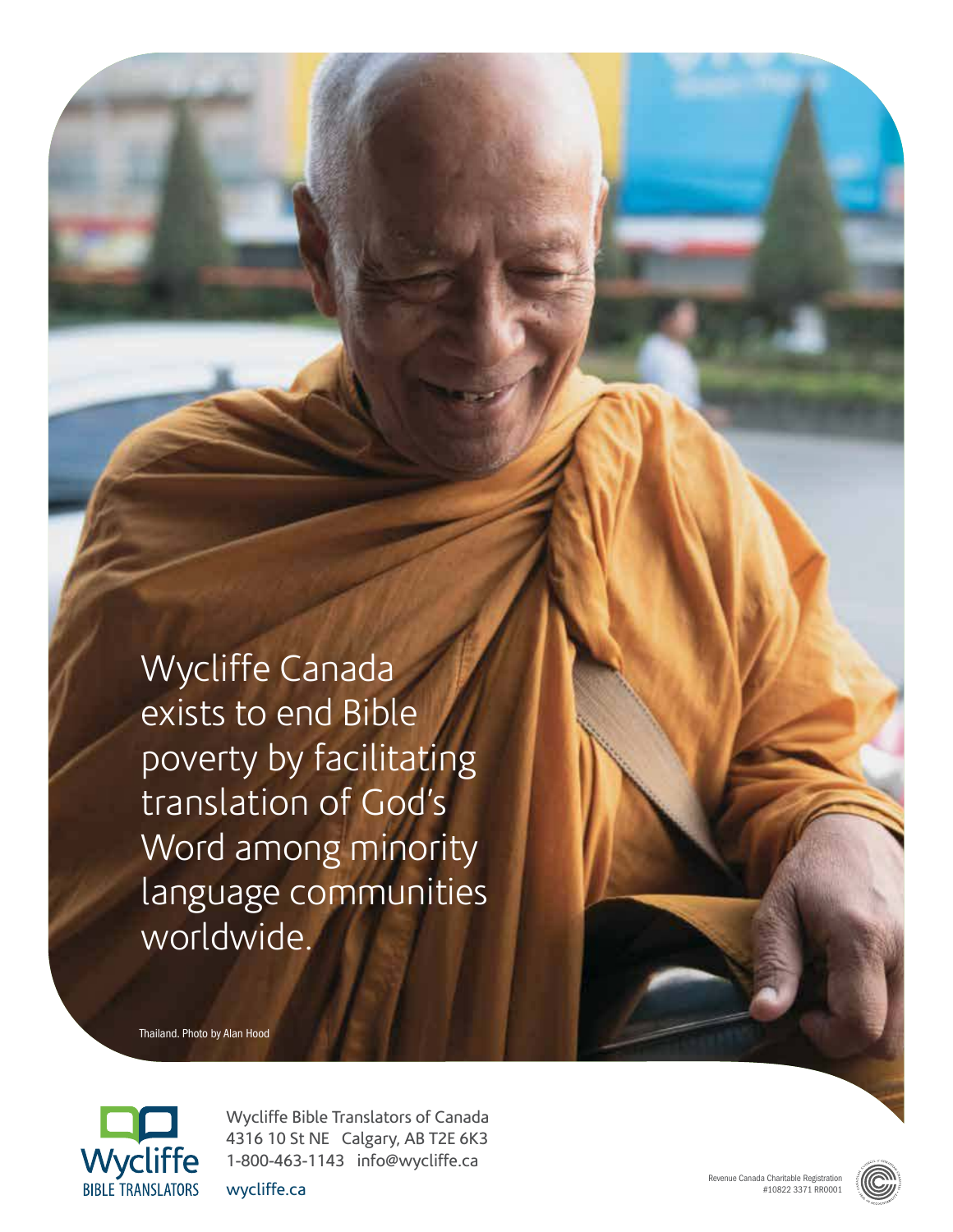Wycliffe Canada exists to end Bible poverty by facilitating translation of God's Word among minority language communities worldwide.

Thailand. Photo by Alan Hood

Wycliffe BIBLE TRANSLATORS

Wycliffe Bible Translators of Canada
4316 10 St NE Calgary, AB T2E 6K3
1-800-463-1143 info@wycliffe.ca

wycliffe.ca

Revenue Canada Charitable Registration
#10822 3371 RR0001